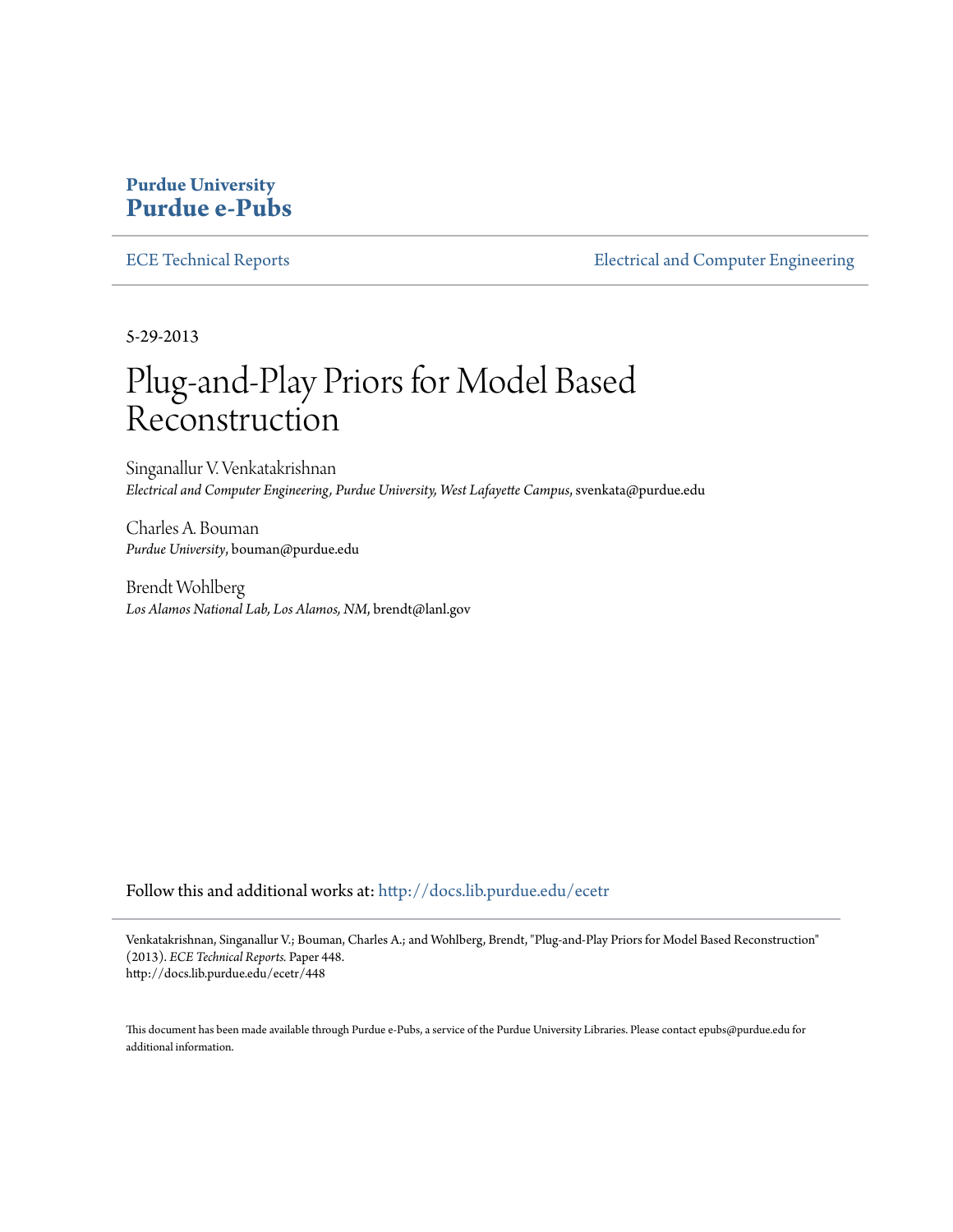**Purdue University**
**Purdue e-Pubs**

ECE Technical Reports | Electrical and Computer Engineering

5-29-2013

# Plug-and-Play Priors for Model Based Reconstruction

Singanallur V. Venkatakrishnan
*Electrical and Computer Engineering, Purdue University, West Lafayette Campus*, svenkata@purdue.edu

Charles A. Bouman
*Purdue University*, bouman@purdue.edu

Brendt Wohlberg
*Los Alamos National Lab, Los Alamos, NM*, brendt@lanl.gov

Follow this and additional works at: http://docs.lib.purdue.edu/ecetr

---

Venkatakrishnan, Singanallur V.; Bouman, Charles A.; and Wohlberg, Brendt, "Plug-and-Play Priors for Model Based Reconstruction" (2013). *ECE Technical Reports.* Paper 448.
http://docs.lib.purdue.edu/ecetr/448

This document has been made available through Purdue e-Pubs, a service of the Purdue University Libraries. Please contact epubs@purdue.edu for additional information.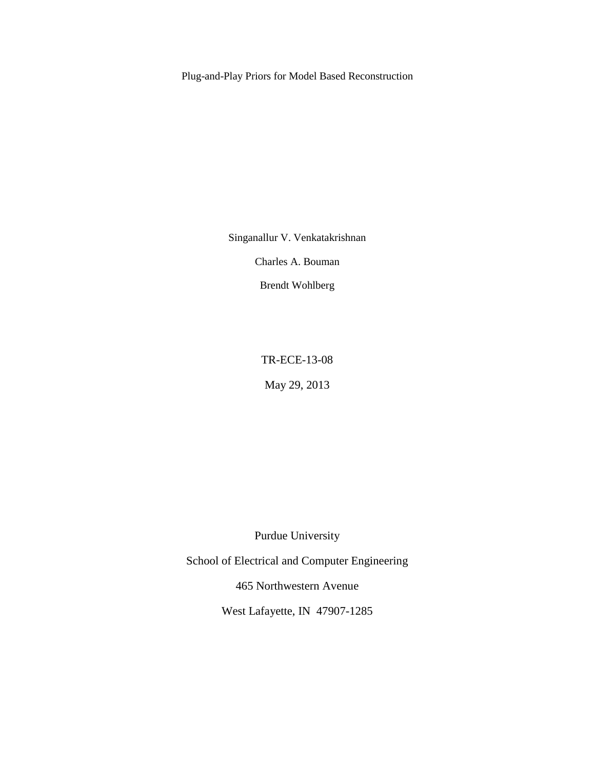Plug-and-Play Priors for Model Based Reconstruction

Singanallur V. Venkatakrishnan

Charles A. Bouman

Brendt Wohlberg

TR-ECE-13-08

May 29, 2013

Purdue University

School of Electrical and Computer Engineering

465 Northwestern Avenue

West Lafayette, IN 47907-1285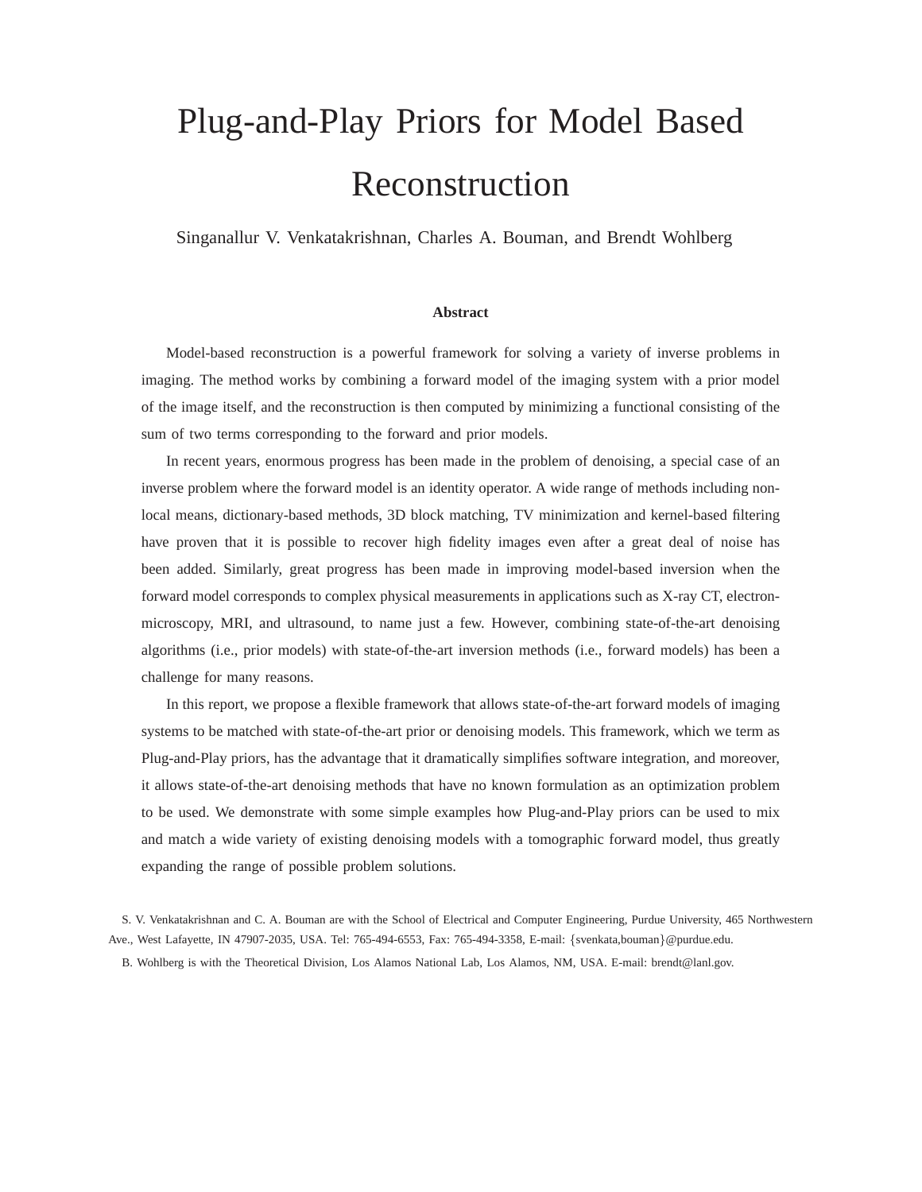# Plug-and-Play Priors for Model Based Reconstruction

Singanallur V. Venkatakrishnan, Charles A. Bouman, and Brendt Wohlberg

### Abstract

Model-based reconstruction is a powerful framework for solving a variety of inverse problems in imaging. The method works by combining a forward model of the imaging system with a prior model of the image itself, and the reconstruction is then computed by minimizing a functional consisting of the sum of two terms corresponding to the forward and prior models.

In recent years, enormous progress has been made in the problem of denoising, a special case of an inverse problem where the forward model is an identity operator. A wide range of methods including non-local means, dictionary-based methods, 3D block matching, TV minimization and kernel-based filtering have proven that it is possible to recover high fidelity images even after a great deal of noise has been added. Similarly, great progress has been made in improving model-based inversion when the forward model corresponds to complex physical measurements in applications such as X-ray CT, electron-microscopy, MRI, and ultrasound, to name just a few. However, combining state-of-the-art denoising algorithms (i.e., prior models) with state-of-the-art inversion methods (i.e., forward models) has been a challenge for many reasons.

In this report, we propose a flexible framework that allows state-of-the-art forward models of imaging systems to be matched with state-of-the-art prior or denoising models. This framework, which we term as Plug-and-Play priors, has the advantage that it dramatically simplifies software integration, and moreover, it allows state-of-the-art denoising methods that have no known formulation as an optimization problem to be used. We demonstrate with some simple examples how Plug-and-Play priors can be used to mix and match a wide variety of existing denoising models with a tomographic forward model, thus greatly expanding the range of possible problem solutions.

S. V. Venkatakrishnan and C. A. Bouman are with the School of Electrical and Computer Engineering, Purdue University, 465 Northwestern Ave., West Lafayette, IN 47907-2035, USA. Tel: 765-494-6553, Fax: 765-494-3358, E-mail: {svenkata,bouman}@purdue.edu.

B. Wohlberg is with the Theoretical Division, Los Alamos National Lab, Los Alamos, NM, USA. E-mail: brendt@lanl.gov.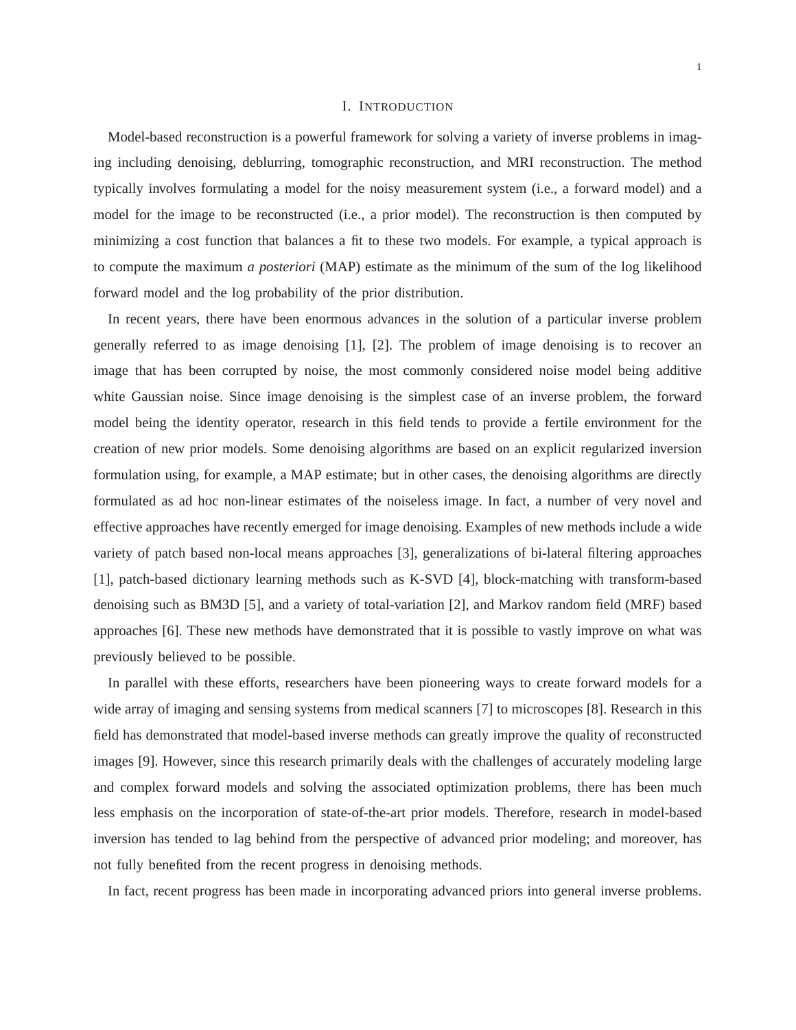# I. INTRODUCTION

Model-based reconstruction is a powerful framework for solving a variety of inverse problems in imaging including denoising, deblurring, tomographic reconstruction, and MRI reconstruction. The method typically involves formulating a model for the noisy measurement system (i.e., a forward model) and a model for the image to be reconstructed (i.e., a prior model). The reconstruction is then computed by minimizing a cost function that balances a fit to these two models. For example, a typical approach is to compute the maximum *a posteriori* (MAP) estimate as the minimum of the sum of the log likelihood forward model and the log probability of the prior distribution.

In recent years, there have been enormous advances in the solution of a particular inverse problem generally referred to as image denoising [1], [2]. The problem of image denoising is to recover an image that has been corrupted by noise, the most commonly considered noise model being additive white Gaussian noise. Since image denoising is the simplest case of an inverse problem, the forward model being the identity operator, research in this field tends to provide a fertile environment for the creation of new prior models. Some denoising algorithms are based on an explicit regularized inversion formulation using, for example, a MAP estimate; but in other cases, the denoising algorithms are directly formulated as ad hoc non-linear estimates of the noiseless image. In fact, a number of very novel and effective approaches have recently emerged for image denoising. Examples of new methods include a wide variety of patch based non-local means approaches [3], generalizations of bi-lateral filtering approaches [1], patch-based dictionary learning methods such as K-SVD [4], block-matching with transform-based denoising such as BM3D [5], and a variety of total-variation [2], and Markov random field (MRF) based approaches [6]. These new methods have demonstrated that it is possible to vastly improve on what was previously believed to be possible.

In parallel with these efforts, researchers have been pioneering ways to create forward models for a wide array of imaging and sensing systems from medical scanners [7] to microscopes [8]. Research in this field has demonstrated that model-based inverse methods can greatly improve the quality of reconstructed images [9]. However, since this research primarily deals with the challenges of accurately modeling large and complex forward models and solving the associated optimization problems, there has been much less emphasis on the incorporation of state-of-the-art prior models. Therefore, research in model-based inversion has tended to lag behind from the perspective of advanced prior modeling; and moreover, has not fully benefited from the recent progress in denoising methods.

In fact, recent progress has been made in incorporating advanced priors into general inverse problems.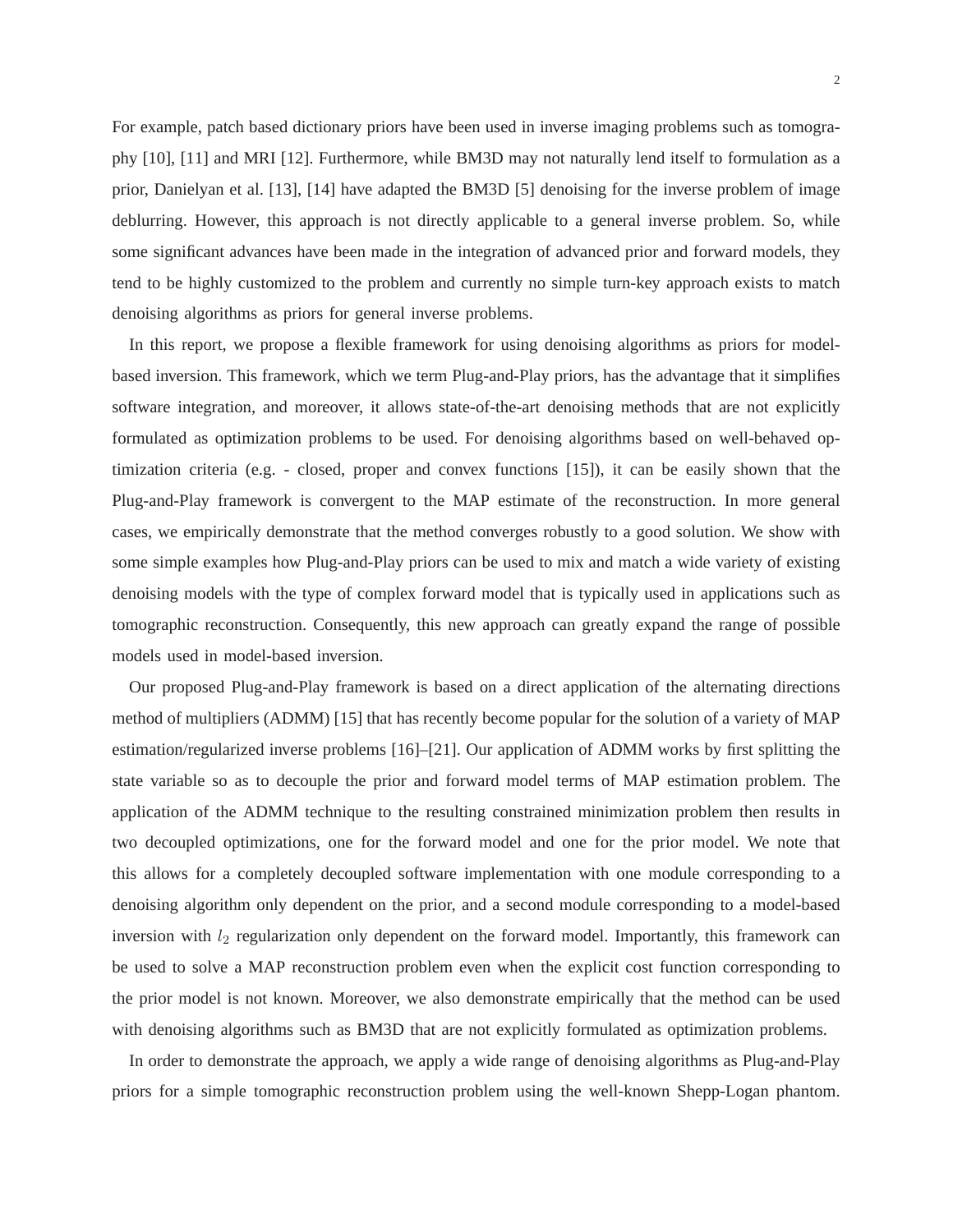For example, patch based dictionary priors have been used in inverse imaging problems such as tomography [10], [11] and MRI [12]. Furthermore, while BM3D may not naturally lend itself to formulation as a prior, Danielyan et al. [13], [14] have adapted the BM3D [5] denoising for the inverse problem of image deblurring. However, this approach is not directly applicable to a general inverse problem. So, while some significant advances have been made in the integration of advanced prior and forward models, they tend to be highly customized to the problem and currently no simple turn-key approach exists to match denoising algorithms as priors for general inverse problems.

In this report, we propose a flexible framework for using denoising algorithms as priors for model-based inversion. This framework, which we term Plug-and-Play priors, has the advantage that it simplifies software integration, and moreover, it allows state-of-the-art denoising methods that are not explicitly formulated as optimization problems to be used. For denoising algorithms based on well-behaved optimization criteria (e.g. - closed, proper and convex functions [15]), it can be easily shown that the Plug-and-Play framework is convergent to the MAP estimate of the reconstruction. In more general cases, we empirically demonstrate that the method converges robustly to a good solution. We show with some simple examples how Plug-and-Play priors can be used to mix and match a wide variety of existing denoising models with the type of complex forward model that is typically used in applications such as tomographic reconstruction. Consequently, this new approach can greatly expand the range of possible models used in model-based inversion.

Our proposed Plug-and-Play framework is based on a direct application of the alternating directions method of multipliers (ADMM) [15] that has recently become popular for the solution of a variety of MAP estimation/regularized inverse problems [16]–[21]. Our application of ADMM works by first splitting the state variable so as to decouple the prior and forward model terms of MAP estimation problem. The application of the ADMM technique to the resulting constrained minimization problem then results in two decoupled optimizations, one for the forward model and one for the prior model. We note that this allows for a completely decoupled software implementation with one module corresponding to a denoising algorithm only dependent on the prior, and a second module corresponding to a model-based inversion with $l_2$ regularization only dependent on the forward model. Importantly, this framework can be used to solve a MAP reconstruction problem even when the explicit cost function corresponding to the prior model is not known. Moreover, we also demonstrate empirically that the method can be used with denoising algorithms such as BM3D that are not explicitly formulated as optimization problems.

In order to demonstrate the approach, we apply a wide range of denoising algorithms as Plug-and-Play priors for a simple tomographic reconstruction problem using the well-known Shepp-Logan phantom.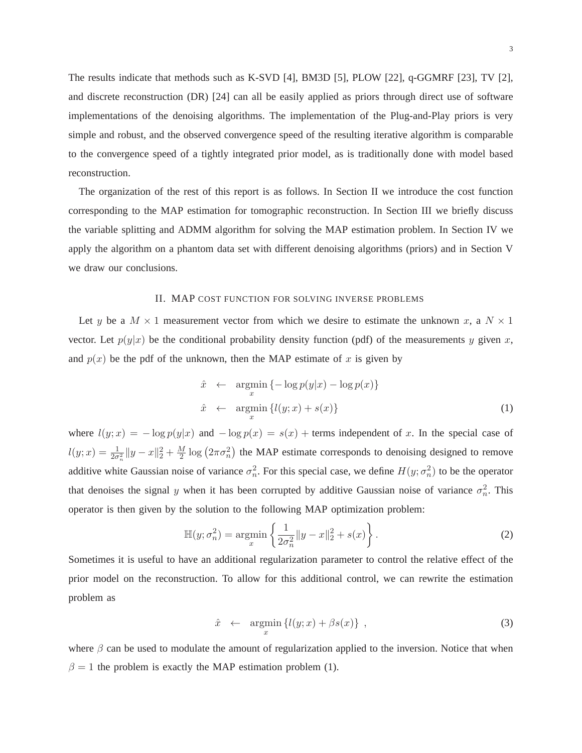The results indicate that methods such as K-SVD [4], BM3D [5], PLOW [22], q-GGMRF [23], TV [2], and discrete reconstruction (DR) [24] can all be easily applied as priors through direct use of software implementations of the denoising algorithms. The implementation of the Plug-and-Play priors is very simple and robust, and the observed convergence speed of the resulting iterative algorithm is comparable to the convergence speed of a tightly integrated prior model, as is traditionally done with model based reconstruction.

The organization of the rest of this report is as follows. In Section II we introduce the cost function corresponding to the MAP estimation for tomographic reconstruction. In Section III we briefly discuss the variable splitting and ADMM algorithm for solving the MAP estimation problem. In Section IV we apply the algorithm on a phantom data set with different denoising algorithms (priors) and in Section V we draw our conclusions.

## II. MAP COST FUNCTION FOR SOLVING INVERSE PROBLEMS

Let $y$ be a $M \times 1$ measurement vector from which we desire to estimate the unknown $x$, a $N \times 1$ vector. Let $p(y|x)$ be the conditional probability density function (pdf) of the measurements $y$ given $x$, and $p(x)$ be the pdf of the unknown, then the MAP estimate of $x$ is given by

$$
\begin{aligned}
\hat{x} &\leftarrow \underset{x}{\operatorname{argmin}} \{-\log p(y|x) - \log p(x)\} \\
\hat{x} &\leftarrow \underset{x}{\operatorname{argmin}} \{l(y;x) + s(x)\}
\end{aligned}
\tag{1}
$$

where $l(y;x) = -\log p(y|x)$ and $-\log p(x) = s(x) +$ terms independent of $x$. In the special case of $l(y;x) = \frac{1}{2\sigma_n^2}\|y-x\|_2^2 + \frac{M}{2}\log\left(2\pi\sigma_n^2\right)$ the MAP estimate corresponds to denoising designed to remove additive white Gaussian noise of variance $\sigma_n^2$. For this special case, we define $H(y;\sigma_n^2)$ to be the operator that denoises the signal $y$ when it has been corrupted by additive Gaussian noise of variance $\sigma_n^2$. This operator is then given by the solution to the following MAP optimization problem:

$$
\mathbb{H}(y;\sigma_n^2) = \underset{x}{\operatorname{argmin}} \left\{ \frac{1}{2\sigma_n^2}\|y-x\|_2^2 + s(x) \right\}. \tag{2}
$$

Sometimes it is useful to have an additional regularization parameter to control the relative effect of the prior model on the reconstruction. To allow for this additional control, we can rewrite the estimation problem as

$$
\hat{x} \leftarrow \underset{x}{\operatorname{argmin}} \{l(y;x) + \beta s(x)\} \ , \tag{3}
$$

where $\beta$ can be used to modulate the amount of regularization applied to the inversion. Notice that when $\beta = 1$ the problem is exactly the MAP estimation problem (1).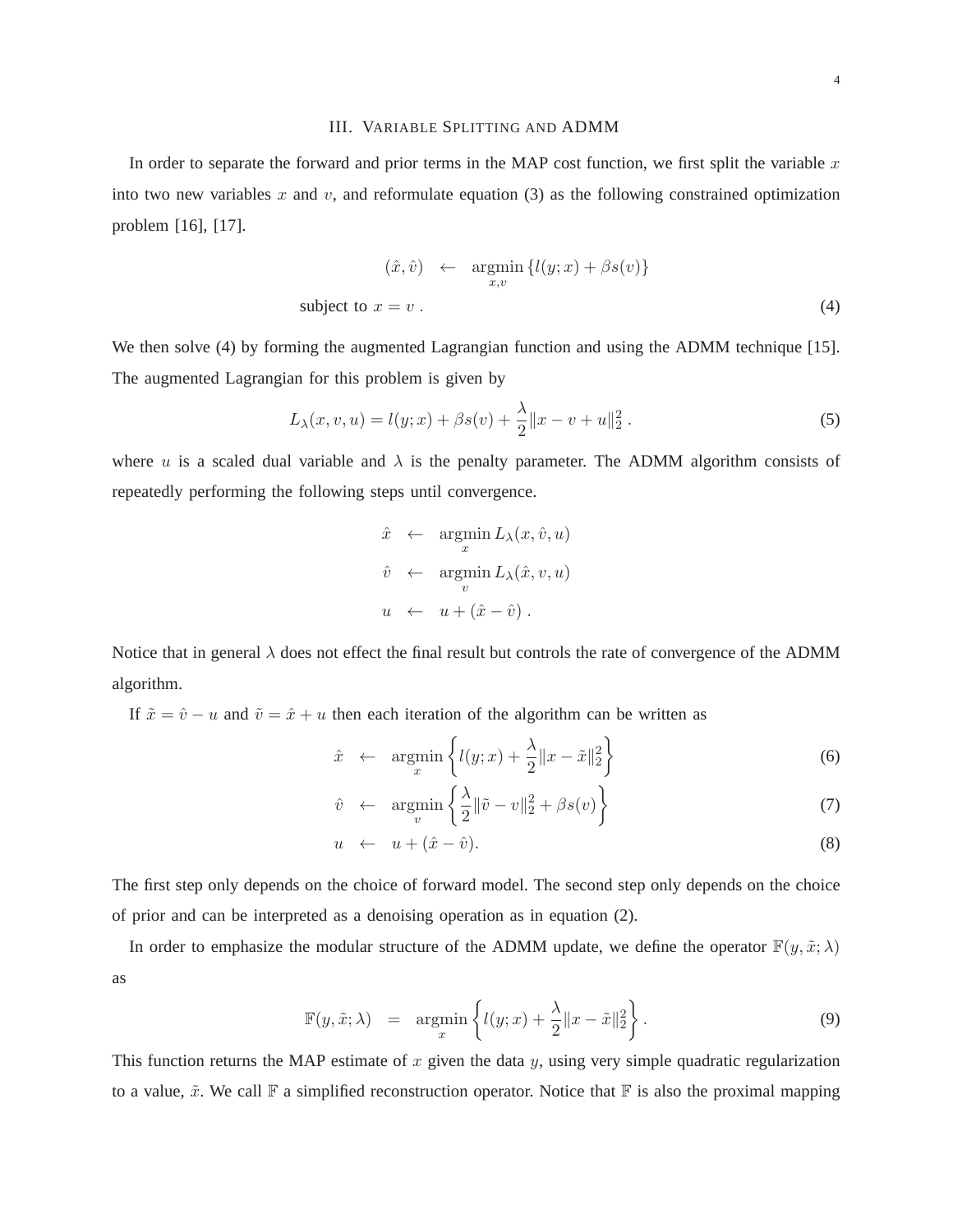## III. Variable Splitting and ADMM

In order to separate the forward and prior terms in the MAP cost function, we first split the variable $x$ into two new variables $x$ and $v$, and reformulate equation (3) as the following constrained optimization problem [16], [17].

$$
\begin{aligned}
(\hat{x}, \hat{v}) \;\; &\leftarrow \;\; \underset{x,v}{\operatorname{argmin}} \{ l(y; x) + \beta s(v) \} \\
\text{subject to } x = v \; . & \qquad\qquad\qquad\qquad\qquad\qquad\qquad\qquad (4)
\end{aligned}
$$

We then solve (4) by forming the augmented Lagrangian function and using the ADMM technique [15]. The augmented Lagrangian for this problem is given by

$$
L_\lambda(x, v, u) = l(y; x) + \beta s(v) + \frac{\lambda}{2} \| x - v + u \|_2^2 \; . \tag{5}
$$

where $u$ is a scaled dual variable and $\lambda$ is the penalty parameter. The ADMM algorithm consists of repeatedly performing the following steps until convergence.

$$
\begin{aligned}
\hat{x} \;\; &\leftarrow \;\; \underset{x}{\operatorname{argmin}} \, L_\lambda(x, \hat{v}, u) \\
\hat{v} \;\; &\leftarrow \;\; \underset{v}{\operatorname{argmin}} \, L_\lambda(\hat{x}, v, u) \\
u \;\; &\leftarrow \;\; u + (\hat{x} - \hat{v}) \; .
\end{aligned}
$$

Notice that in general $\lambda$ does not effect the final result but controls the rate of convergence of the ADMM algorithm.

If $\tilde{x} = \hat{v} - u$ and $\tilde{v} = \hat{x} + u$ then each iteration of the algorithm can be written as

$$
\hat{x} \;\; \leftarrow \;\; \underset{x}{\operatorname{argmin}} \left\{ l(y; x) + \frac{\lambda}{2} \| x - \tilde{x} \|_2^2 \right\} \tag{6}
$$

$$
\hat{v} \;\; \leftarrow \;\; \underset{v}{\operatorname{argmin}} \left\{ \frac{\lambda}{2} \| \tilde{v} - v \|_2^2 + \beta s(v) \right\} \tag{7}
$$

$$
u \;\; \leftarrow \;\; u + (\hat{x} - \hat{v}). \tag{8}
$$

The first step only depends on the choice of forward model. The second step only depends on the choice of prior and can be interpreted as a denoising operation as in equation (2).

In order to emphasize the modular structure of the ADMM update, we define the operator $\mathbb{F}(y, \tilde{x}; \lambda)$ as

$$
\mathbb{F}(y, \tilde{x}; \lambda) \;\; = \;\; \underset{x}{\operatorname{argmin}} \left\{ l(y; x) + \frac{\lambda}{2} \| x - \tilde{x} \|_2^2 \right\} . \tag{9}
$$

This function returns the MAP estimate of $x$ given the data $y$, using very simple quadratic regularization to a value, $\tilde{x}$. We call $\mathbb{F}$ a simplified reconstruction operator. Notice that $\mathbb{F}$ is also the proximal mapping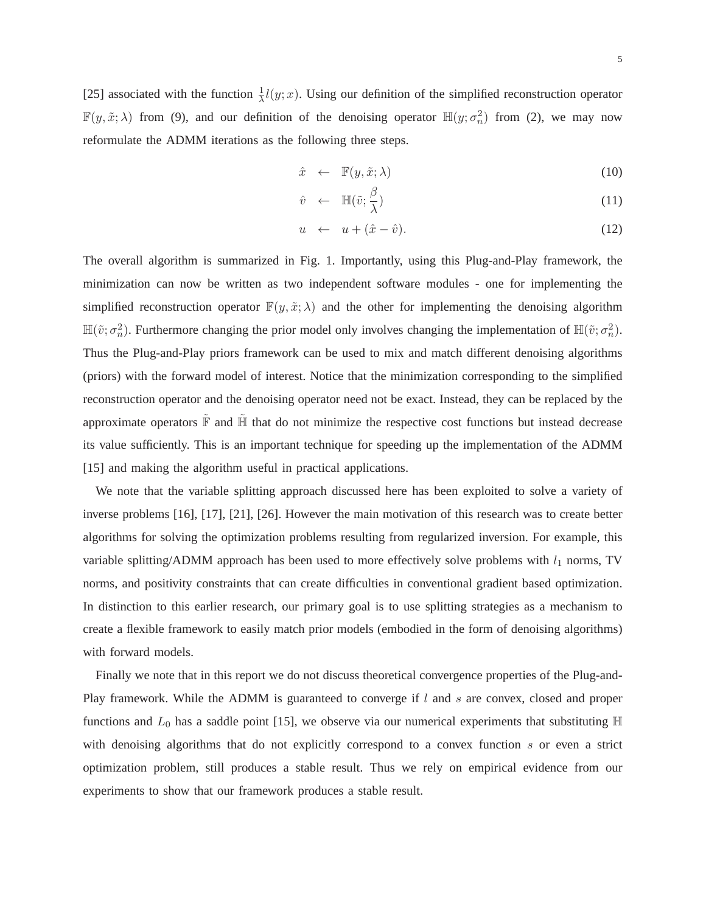[25] associated with the function $\frac{1}{\lambda}l(y;x)$. Using our definition of the simplified reconstruction operator $\mathbb{F}(y,\tilde{x};\lambda)$ from (9), and our definition of the denoising operator $\mathbb{H}(y;\sigma_n^2)$ from (2), we may now reformulate the ADMM iterations as the following three steps.

$$\hat{x} \leftarrow \mathbb{F}(y,\tilde{x};\lambda) \tag{10}$$

$$\hat{v} \leftarrow \mathbb{H}(\tilde{v};\frac{\beta}{\lambda}) \tag{11}$$

$$u \leftarrow u + (\hat{x} - \hat{v}). \tag{12}$$

The overall algorithm is summarized in Fig. 1. Importantly, using this Plug-and-Play framework, the minimization can now be written as two independent software modules - one for implementing the simplified reconstruction operator $\mathbb{F}(y,\tilde{x};\lambda)$ and the other for implementing the denoising algorithm $\mathbb{H}(\tilde{v};\sigma_n^2)$. Furthermore changing the prior model only involves changing the implementation of $\mathbb{H}(\tilde{v};\sigma_n^2)$. Thus the Plug-and-Play priors framework can be used to mix and match different denoising algorithms (priors) with the forward model of interest. Notice that the minimization corresponding to the simplified reconstruction operator and the denoising operator need not be exact. Instead, they can be replaced by the approximate operators $\tilde{\mathbb{F}}$ and $\tilde{\mathbb{H}}$ that do not minimize the respective cost functions but instead decrease its value sufficiently. This is an important technique for speeding up the implementation of the ADMM [15] and making the algorithm useful in practical applications.

We note that the variable splitting approach discussed here has been exploited to solve a variety of inverse problems [16], [17], [21], [26]. However the main motivation of this research was to create better algorithms for solving the optimization problems resulting from regularized inversion. For example, this variable splitting/ADMM approach has been used to more effectively solve problems with $l_1$ norms, TV norms, and positivity constraints that can create difficulties in conventional gradient based optimization. In distinction to this earlier research, our primary goal is to use splitting strategies as a mechanism to create a flexible framework to easily match prior models (embodied in the form of denoising algorithms) with forward models.

Finally we note that in this report we do not discuss theoretical convergence properties of the Plug-and-Play framework. While the ADMM is guaranteed to converge if $l$ and $s$ are convex, closed and proper functions and $L_0$ has a saddle point [15], we observe via our numerical experiments that substituting $\mathbb{H}$ with denoising algorithms that do not explicitly correspond to a convex function $s$ or even a strict optimization problem, still produces a stable result. Thus we rely on empirical evidence from our experiments to show that our framework produces a stable result.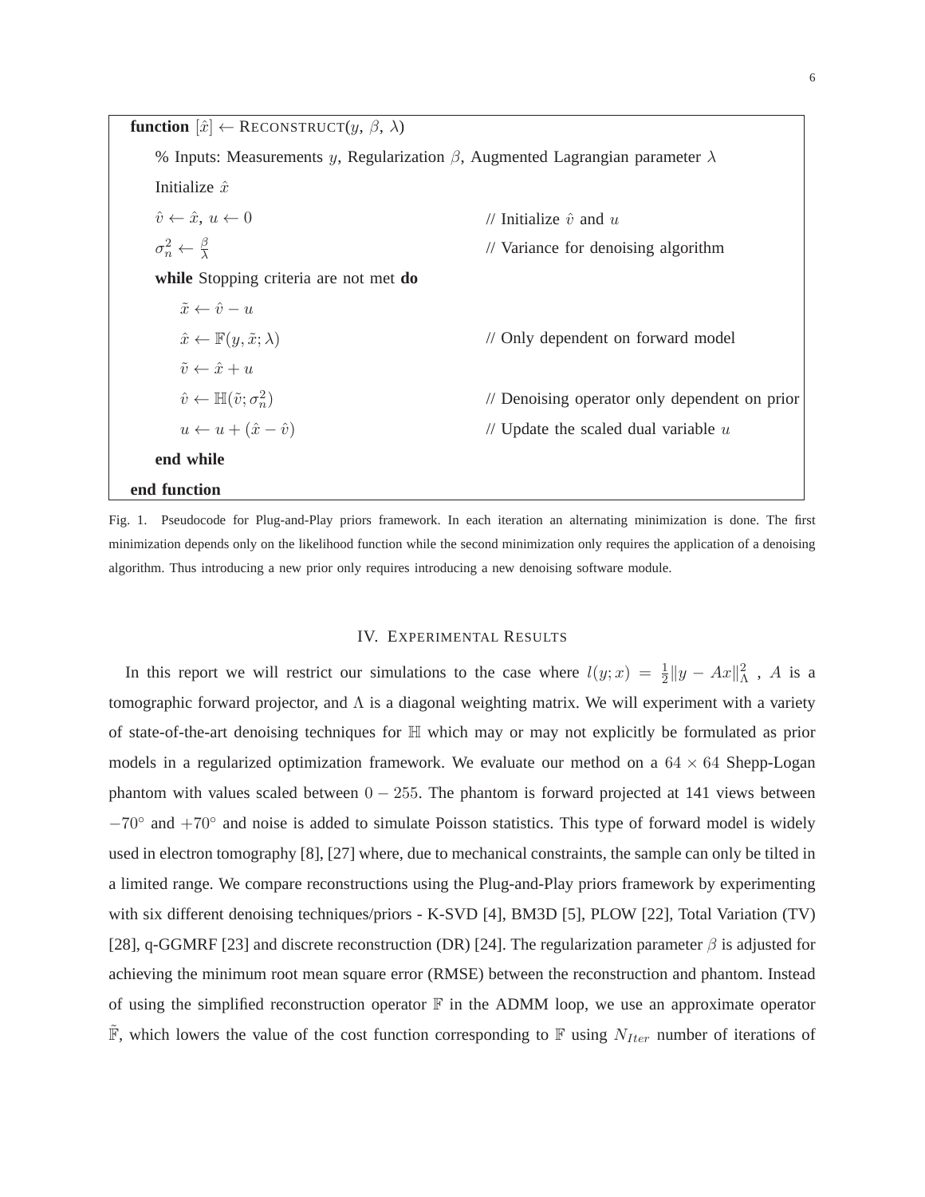```
function [x̂] ← RECONSTRUCT(y, β, λ)
    % Inputs: Measurements y, Regularization β, Augmented Lagrangian parameter λ
    Initialize x̂
    v̂ ← x̂, u ← 0                        // Initialize v̂ and u
    σ_n^2 ← β/λ                          // Variance for denoising algorithm
    while Stopping criteria are not met do
        x̃ ← v̂ − u
        x̂ ← F(y, x̃; λ)                   // Only dependent on forward model
        ṽ ← x̂ + u
        v̂ ← H(ṽ; σ_n^2)                  // Denoising operator only dependent on prior
        u ← u + (x̂ − v̂)                  // Update the scaled dual variable u
    end while
end function
```

Fig. 1. Pseudocode for Plug-and-Play priors framework. In each iteration an alternating minimization is done. The first minimization depends only on the likelihood function while the second minimization only requires the application of a denoising algorithm. Thus introducing a new prior only requires introducing a new denoising software module.

## IV. Experimental Results

In this report we will restrict our simulations to the case where $l(y;x) = \frac{1}{2}\|y - Ax\|_{\Lambda}^2$ , $A$ is a tomographic forward projector, and $\Lambda$ is a diagonal weighting matrix. We will experiment with a variety of state-of-the-art denoising techniques for $\mathbb{H}$ which may or may not explicitly be formulated as prior models in a regularized optimization framework. We evaluate our method on a $64 \times 64$ Shepp-Logan phantom with values scaled between $0 - 255$. The phantom is forward projected at 141 views between $-70^{\circ}$ and $+70^{\circ}$ and noise is added to simulate Poisson statistics. This type of forward model is widely used in electron tomography [8], [27] where, due to mechanical constraints, the sample can only be tilted in a limited range. We compare reconstructions using the Plug-and-Play priors framework by experimenting with six different denoising techniques/priors - K-SVD [4], BM3D [5], PLOW [22], Total Variation (TV) [28], q-GGMRF [23] and discrete reconstruction (DR) [24]. The regularization parameter $\beta$ is adjusted for achieving the minimum root mean square error (RMSE) between the reconstruction and phantom. Instead of using the simplified reconstruction operator $\mathbb{F}$ in the ADMM loop, we use an approximate operator $\tilde{\mathbb{F}}$, which lowers the value of the cost function corresponding to $\mathbb{F}$ using $N_{Iter}$ number of iterations of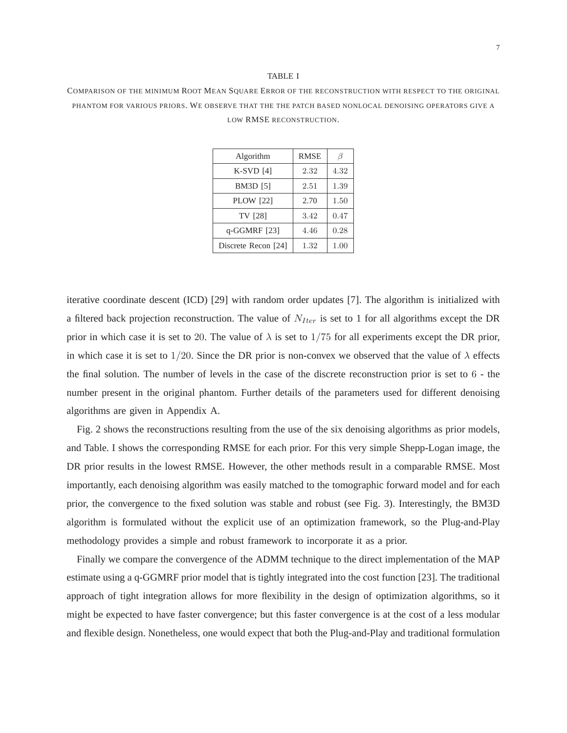TABLE I

COMPARISON OF THE MINIMUM ROOT MEAN SQUARE ERROR OF THE RECONSTRUCTION WITH RESPECT TO THE ORIGINAL PHANTOM FOR VARIOUS PRIORS. WE OBSERVE THAT THE THE PATCH BASED NONLOCAL DENOISING OPERATORS GIVE A LOW RMSE RECONSTRUCTION.

| Algorithm | RMSE | $\beta$ |
|---|---|---|
| K-SVD [4] | 2.32 | 4.32 |
| BM3D [5] | 2.51 | 1.39 |
| PLOW [22] | 2.70 | 1.50 |
| TV [28] | 3.42 | 0.47 |
| q-GGMRF [23] | 4.46 | 0.28 |
| Discrete Recon [24] | 1.32 | 1.00 |

iterative coordinate descent (ICD) [29] with random order updates [7]. The algorithm is initialized with a filtered back projection reconstruction. The value of $N_{Iter}$ is set to 1 for all algorithms except the DR prior in which case it is set to 20. The value of $\lambda$ is set to $1/75$ for all experiments except the DR prior, in which case it is set to $1/20$. Since the DR prior is non-convex we observed that the value of $\lambda$ effects the final solution. The number of levels in the case of the discrete reconstruction prior is set to 6 - the number present in the original phantom. Further details of the parameters used for different denoising algorithms are given in Appendix A.

Fig. 2 shows the reconstructions resulting from the use of the six denoising algorithms as prior models, and Table. I shows the corresponding RMSE for each prior. For this very simple Shepp-Logan image, the DR prior results in the lowest RMSE. However, the other methods result in a comparable RMSE. Most importantly, each denoising algorithm was easily matched to the tomographic forward model and for each prior, the convergence to the fixed solution was stable and robust (see Fig. 3). Interestingly, the BM3D algorithm is formulated without the explicit use of an optimization framework, so the Plug-and-Play methodology provides a simple and robust framework to incorporate it as a prior.

Finally we compare the convergence of the ADMM technique to the direct implementation of the MAP estimate using a q-GGMRF prior model that is tightly integrated into the cost function [23]. The traditional approach of tight integration allows for more flexibility in the design of optimization algorithms, so it might be expected to have faster convergence; but this faster convergence is at the cost of a less modular and flexible design. Nonetheless, one would expect that both the Plug-and-Play and traditional formulation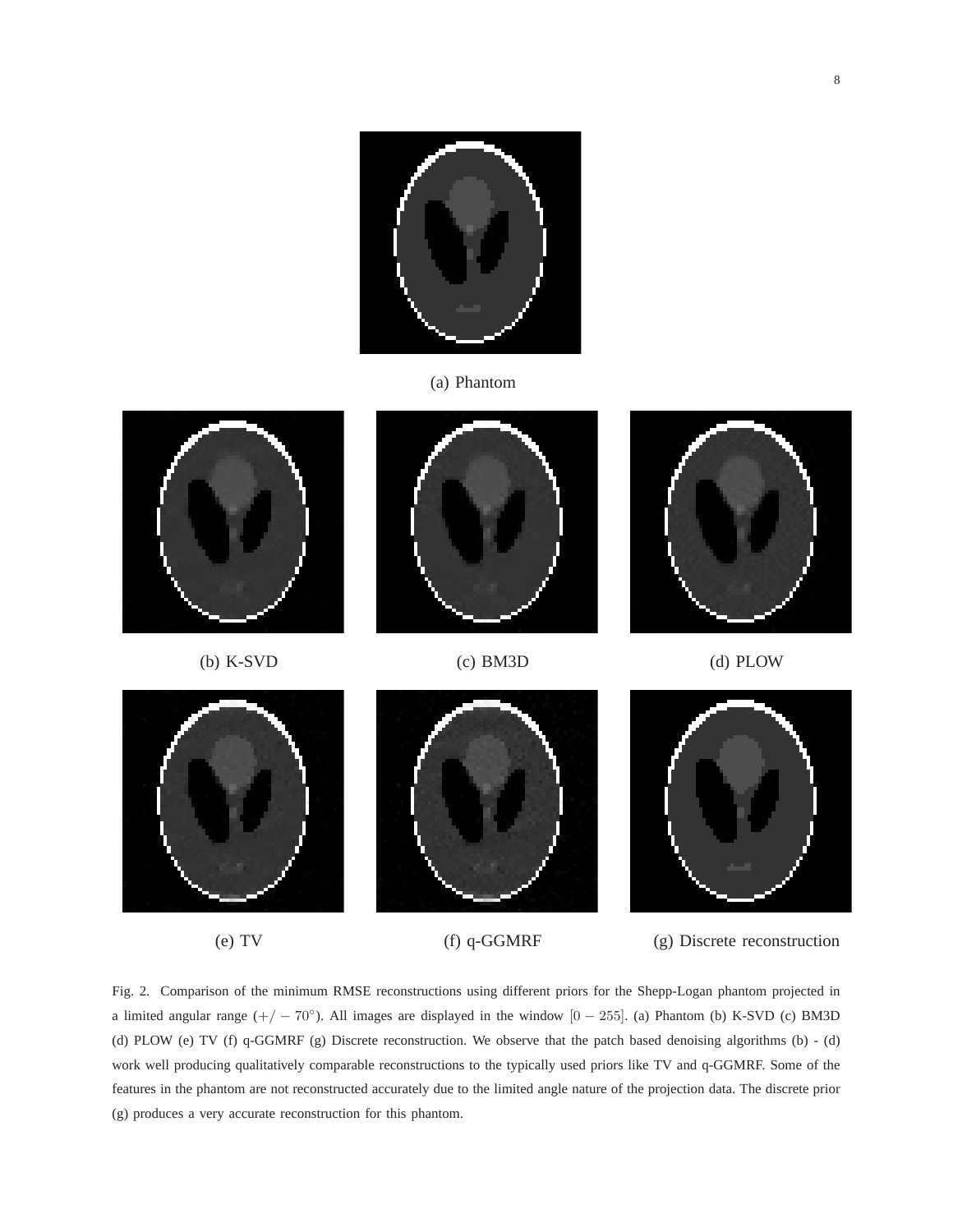(a) Phantom

(b) K-SVD

(c) BM3D

(d) PLOW

(e) TV

(f) q-GGMRF

(g) Discrete reconstruction

Fig. 2. Comparison of the minimum RMSE reconstructions using different priors for the Shepp-Logan phantom projected in a limited angular range ($+/-70^{\circ}$). All images are displayed in the window $[0-255]$. (a) Phantom (b) K-SVD (c) BM3D (d) PLOW (e) TV (f) q-GGMRF (g) Discrete reconstruction. We observe that the patch based denoising algorithms (b) - (d) work well producing qualitatively comparable reconstructions to the typically used priors like TV and q-GGMRF. Some of the features in the phantom are not reconstructed accurately due to the limited angle nature of the projection data. The discrete prior (g) produces a very accurate reconstruction for this phantom.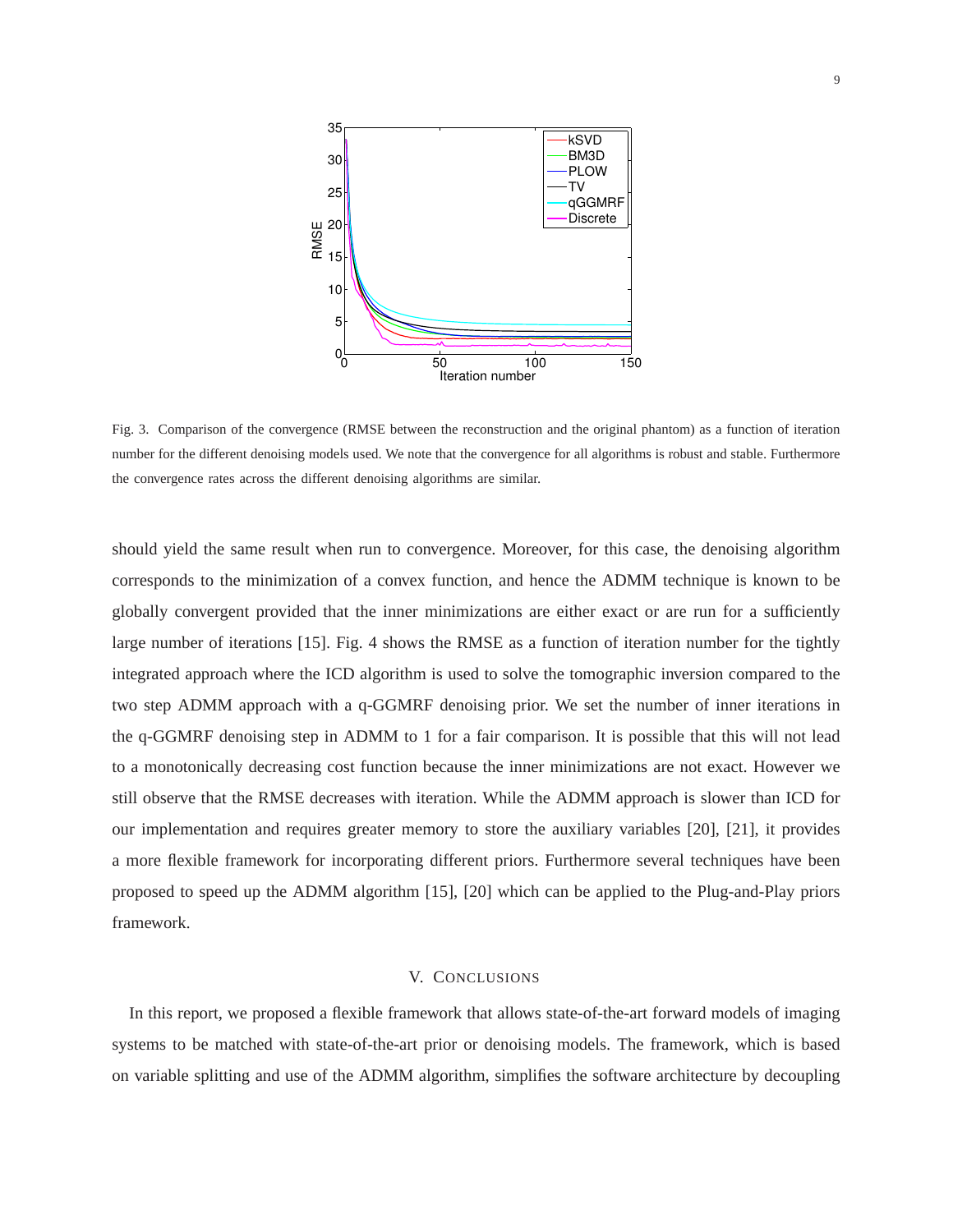Fig. 3. Comparison of the convergence (RMSE between the reconstruction and the original phantom) as a function of iteration number for the different denoising models used. We note that the convergence for all algorithms is robust and stable. Furthermore the convergence rates across the different denoising algorithms are similar.

should yield the same result when run to convergence. Moreover, for this case, the denoising algorithm corresponds to the minimization of a convex function, and hence the ADMM technique is known to be globally convergent provided that the inner minimizations are either exact or are run for a sufficiently large number of iterations [15]. Fig. 4 shows the RMSE as a function of iteration number for the tightly integrated approach where the ICD algorithm is used to solve the tomographic inversion compared to the two step ADMM approach with a q-GGMRF denoising prior. We set the number of inner iterations in the q-GGMRF denoising step in ADMM to 1 for a fair comparison. It is possible that this will not lead to a monotonically decreasing cost function because the inner minimizations are not exact. However we still observe that the RMSE decreases with iteration. While the ADMM approach is slower than ICD for our implementation and requires greater memory to store the auxiliary variables [20], [21], it provides a more flexible framework for incorporating different priors. Furthermore several techniques have been proposed to speed up the ADMM algorithm [15], [20] which can be applied to the Plug-and-Play priors framework.

## V. Conclusions

In this report, we proposed a flexible framework that allows state-of-the-art forward models of imaging systems to be matched with state-of-the-art prior or denoising models. The framework, which is based on variable splitting and use of the ADMM algorithm, simplifies the software architecture by decoupling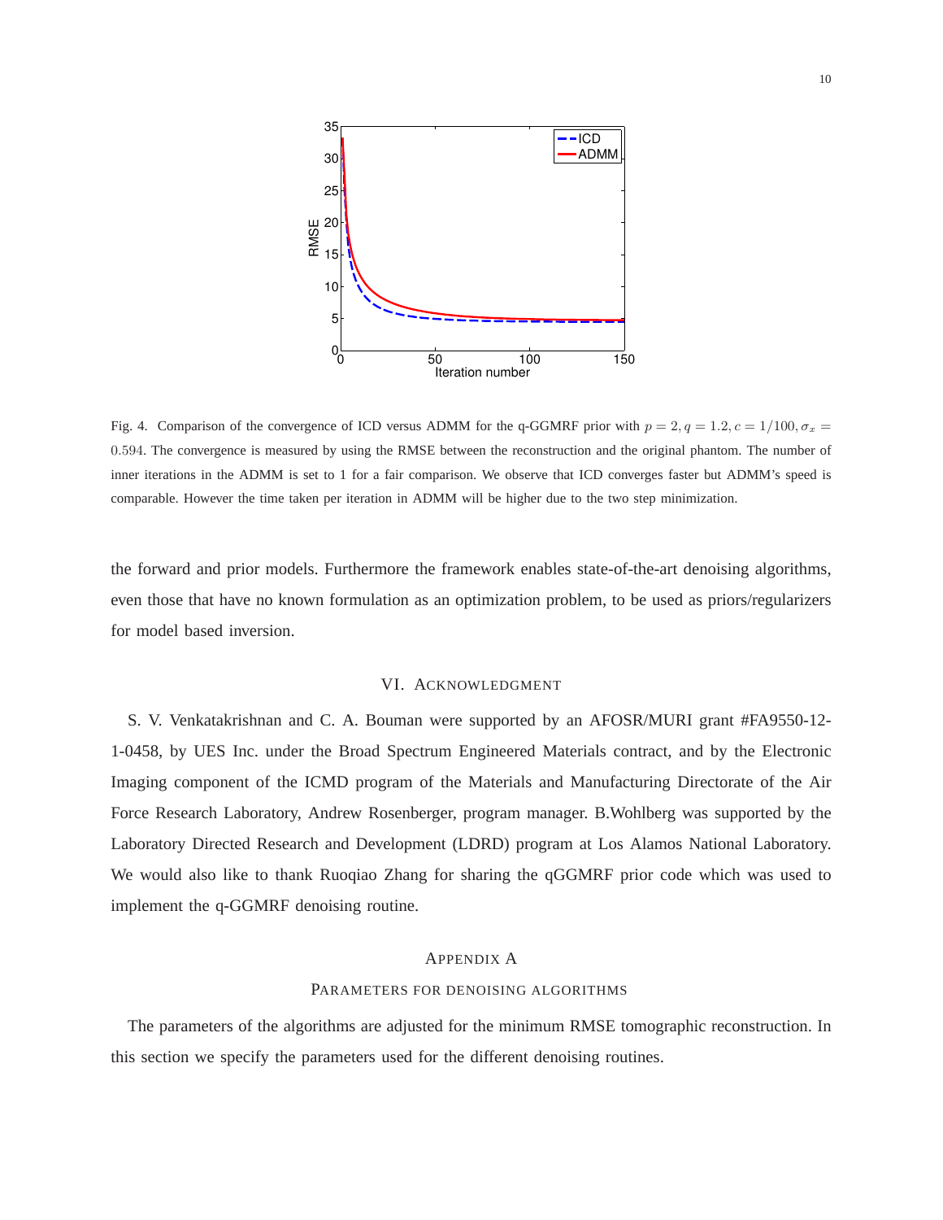Fig. 4. Comparison of the convergence of ICD versus ADMM for the q-GGMRF prior with $p = 2, q = 1.2, c = 1/100, \sigma_x = 0.594$. The convergence is measured by using the RMSE between the reconstruction and the original phantom. The number of inner iterations in the ADMM is set to 1 for a fair comparison. We observe that ICD converges faster but ADMM's speed is comparable. However the time taken per iteration in ADMM will be higher due to the two step minimization.

the forward and prior models. Furthermore the framework enables state-of-the-art denoising algorithms, even those that have no known formulation as an optimization problem, to be used as priors/regularizers for model based inversion.

## VI. Acknowledgment

S. V. Venkatakrishnan and C. A. Bouman were supported by an AFOSR/MURI grant #FA9550-12-1-0458, by UES Inc. under the Broad Spectrum Engineered Materials contract, and by the Electronic Imaging component of the ICMD program of the Materials and Manufacturing Directorate of the Air Force Research Laboratory, Andrew Rosenberger, program manager. B.Wohlberg was supported by the Laboratory Directed Research and Development (LDRD) program at Los Alamos National Laboratory. We would also like to thank Ruoqiao Zhang for sharing the qGGMRF prior code which was used to implement the q-GGMRF denoising routine.

## Appendix A
## Parameters for denoising algorithms

The parameters of the algorithms are adjusted for the minimum RMSE tomographic reconstruction. In this section we specify the parameters used for the different denoising routines.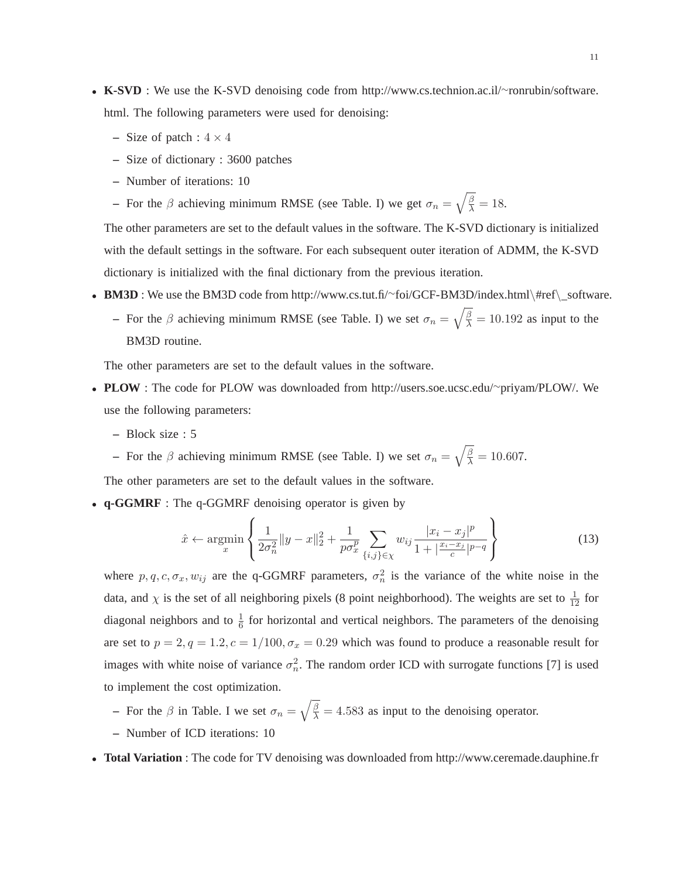- **K-SVD** : We use the K-SVD denoising code from http://www.cs.technion.ac.il/~ronrubin/software.html. The following parameters were used for denoising:
  - Size of patch : $4 \times 4$
  - Size of dictionary : 3600 patches
  - Number of iterations: 10
  - For the $\beta$ achieving minimum RMSE (see Table. I) we get $\sigma_n = \sqrt{\frac{\beta}{\lambda}} = 18$.

  The other parameters are set to the default values in the software. The K-SVD dictionary is initialized with the default settings in the software. For each subsequent outer iteration of ADMM, the K-SVD dictionary is initialized with the final dictionary from the previous iteration.

- **BM3D** : We use the BM3D code from http://www.cs.tut.fi/~foi/GCF-BM3D/index.html\#ref\_software.
  - For the $\beta$ achieving minimum RMSE (see Table. I) we set $\sigma_n = \sqrt{\frac{\beta}{\lambda}} = 10.192$ as input to the BM3D routine.

  The other parameters are set to the default values in the software.

- **PLOW** : The code for PLOW was downloaded from http://users.soe.ucsc.edu/~priyam/PLOW/. We use the following parameters:
  - Block size : 5
  - For the $\beta$ achieving minimum RMSE (see Table. I) we set $\sigma_n = \sqrt{\frac{\beta}{\lambda}} = 10.607$.

  The other parameters are set to the default values in the software.

- **q-GGMRF** : The q-GGMRF denoising operator is given by

$$\hat{x} \leftarrow \underset{x}{\operatorname{argmin}} \left\{ \frac{1}{2\sigma_n^2} \|y - x\|_2^2 + \frac{1}{p\sigma_x^p} \sum_{\{i,j\} \in \chi} w_{ij} \frac{|x_i - x_j|^p}{1 + |\frac{x_i - x_j}{c}|^{p-q}} \right\} \tag{13}$$

  where $p, q, c, \sigma_x, w_{ij}$ are the q-GGMRF parameters, $\sigma_n^2$ is the variance of the white noise in the data, and $\chi$ is the set of all neighboring pixels (8 point neighborhood). The weights are set to $\frac{1}{12}$ for diagonal neighbors and to $\frac{1}{6}$ for horizontal and vertical neighbors. The parameters of the denoising are set to $p = 2, q = 1.2, c = 1/100, \sigma_x = 0.29$ which was found to produce a reasonable result for images with white noise of variance $\sigma_n^2$. The random order ICD with surrogate functions [7] is used to implement the cost optimization.
  - For the $\beta$ in Table. I we set $\sigma_n = \sqrt{\frac{\beta}{\lambda}} = 4.583$ as input to the denoising operator.
  - Number of ICD iterations: 10

- **Total Variation** : The code for TV denoising was downloaded from http://www.ceremade.dauphine.fr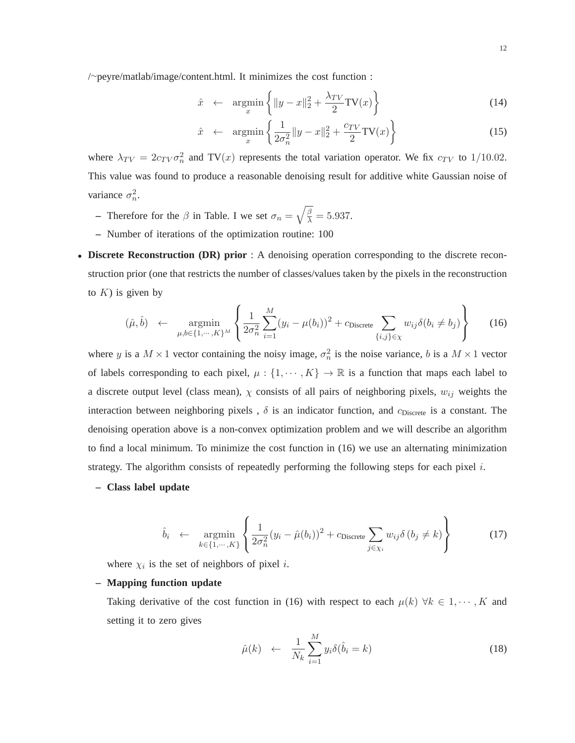/~peyre/matlab/image/content.html. It minimizes the cost function :

$$\hat{x} \quad \leftarrow \quad \underset{x}{\operatorname{argmin}} \left\{ \|y - x\|_2^2 + \frac{\lambda_{TV}}{2} \text{TV}(x) \right\} \tag{14}$$

$$\hat{x} \quad \leftarrow \quad \underset{x}{\operatorname{argmin}} \left\{ \frac{1}{2\sigma_n^2} \|y - x\|_2^2 + \frac{c_{TV}}{2} \text{TV}(x) \right\} \tag{15}$$

where $\lambda_{TV} = 2c_{TV}\sigma_n^2$ and $\text{TV}(x)$ represents the total variation operator. We fix $c_{TV}$ to $1/10.02$. This value was found to produce a reasonable denoising result for additive white Gaussian noise of variance $\sigma_n^2$.

- Therefore for the $\beta$ in Table. I we set $\sigma_n = \sqrt{\frac{\beta}{\lambda}} = 5.937$.
- Number of iterations of the optimization routine: 100

- **Discrete Reconstruction (DR) prior** : A denoising operation corresponding to the discrete reconstruction prior (one that restricts the number of classes/values taken by the pixels in the reconstruction to $K$) is given by

$$(\hat{\mu}, \hat{b}) \quad \leftarrow \quad \underset{\mu, b \in \{1, \cdots, K\}^M}{\operatorname{argmin}} \left\{ \frac{1}{2\sigma_n^2} \sum_{i=1}^{M} (y_i - \mu(b_i))^2 + c_{\text{Discrete}} \sum_{\{i,j\} \in \chi} w_{ij} \delta(b_i \neq b_j) \right\} \tag{16}$$

where $y$ is a $M \times 1$ vector containing the noisy image, $\sigma_n^2$ is the noise variance, $b$ is a $M \times 1$ vector of labels corresponding to each pixel, $\mu : \{1, \cdots, K\} \to \mathbb{R}$ is a function that maps each label to a discrete output level (class mean), $\chi$ consists of all pairs of neighboring pixels, $w_{ij}$ weights the interaction between neighboring pixels , $\delta$ is an indicator function, and $c_{\text{Discrete}}$ is a constant. The denoising operation above is a non-convex optimization problem and we will describe an algorithm to find a local minimum. To minimize the cost function in (16) we use an alternating minimization strategy. The algorithm consists of repeatedly performing the following steps for each pixel $i$.

  - **Class label update**

$$\hat{b}_i \quad \leftarrow \quad \underset{k \in \{1, \cdots, K\}}{\operatorname{argmin}} \left\{ \frac{1}{2\sigma_n^2} (y_i - \hat{\mu}(b_i))^2 + c_{\text{Discrete}} \sum_{j \in \chi_i} w_{ij} \delta(b_j \neq k) \right\} \tag{17}$$

  where $\chi_i$ is the set of neighbors of pixel $i$.

  - **Mapping function update**

  Taking derivative of the cost function in (16) with respect to each $\mu(k)$ $\forall k \in 1, \cdots, K$ and setting it to zero gives

$$\hat{\mu}(k) \quad \leftarrow \quad \frac{1}{N_k} \sum_{i=1}^{M} y_i \delta(\hat{b}_i = k) \tag{18}$$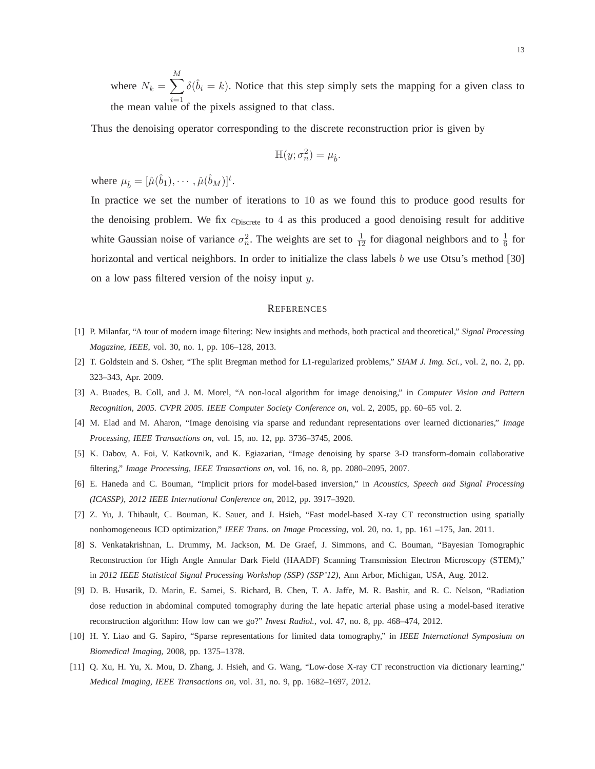where $N_k = \sum_{i=1}^{M} \delta(\hat{b}_i = k)$. Notice that this step simply sets the mapping for a given class to the mean value of the pixels assigned to that class.

Thus the denoising operator corresponding to the discrete reconstruction prior is given by

$$\mathbb{H}(y; \sigma_n^2) = \mu_{\hat{b}}.$$

where $\mu_{\hat{b}} = [\hat{\mu}(\hat{b}_1), \cdots, \hat{\mu}(\hat{b}_M)]^t$.

In practice we set the number of iterations to 10 as we found this to produce good results for the denoising problem. We fix $c_{\text{Discrete}}$ to 4 as this produced a good denoising result for additive white Gaussian noise of variance $\sigma_n^2$. The weights are set to $\frac{1}{12}$ for diagonal neighbors and to $\frac{1}{6}$ for horizontal and vertical neighbors. In order to initialize the class labels $b$ we use Otsu's method [30] on a low pass filtered version of the noisy input $y$.

## References

[1] P. Milanfar, "A tour of modern image filtering: New insights and methods, both practical and theoretical," *Signal Processing Magazine, IEEE*, vol. 30, no. 1, pp. 106–128, 2013.

[2] T. Goldstein and S. Osher, "The split Bregman method for L1-regularized problems," *SIAM J. Img. Sci.*, vol. 2, no. 2, pp. 323–343, Apr. 2009.

[3] A. Buades, B. Coll, and J. M. Morel, "A non-local algorithm for image denoising," in *Computer Vision and Pattern Recognition, 2005. CVPR 2005. IEEE Computer Society Conference on*, vol. 2, 2005, pp. 60–65 vol. 2.

[4] M. Elad and M. Aharon, "Image denoising via sparse and redundant representations over learned dictionaries," *Image Processing, IEEE Transactions on*, vol. 15, no. 12, pp. 3736–3745, 2006.

[5] K. Dabov, A. Foi, V. Katkovnik, and K. Egiazarian, "Image denoising by sparse 3-D transform-domain collaborative filtering," *Image Processing, IEEE Transactions on*, vol. 16, no. 8, pp. 2080–2095, 2007.

[6] E. Haneda and C. Bouman, "Implicit priors for model-based inversion," in *Acoustics, Speech and Signal Processing (ICASSP), 2012 IEEE International Conference on*, 2012, pp. 3917–3920.

[7] Z. Yu, J. Thibault, C. Bouman, K. Sauer, and J. Hsieh, "Fast model-based X-ray CT reconstruction using spatially nonhomogeneous ICD optimization," *IEEE Trans. on Image Processing*, vol. 20, no. 1, pp. 161 –175, Jan. 2011.

[8] S. Venkatakrishnan, L. Drummy, M. Jackson, M. De Graef, J. Simmons, and C. Bouman, "Bayesian Tomographic Reconstruction for High Angle Annular Dark Field (HAADF) Scanning Transmission Electron Microscopy (STEM)," in *2012 IEEE Statistical Signal Processing Workshop (SSP) (SSP'12)*, Ann Arbor, Michigan, USA, Aug. 2012.

[9] D. B. Husarik, D. Marin, E. Samei, S. Richard, B. Chen, T. A. Jaffe, M. R. Bashir, and R. C. Nelson, "Radiation dose reduction in abdominal computed tomography during the late hepatic arterial phase using a model-based iterative reconstruction algorithm: How low can we go?" *Invest Radiol.*, vol. 47, no. 8, pp. 468–474, 2012.

[10] H. Y. Liao and G. Sapiro, "Sparse representations for limited data tomography," in *IEEE International Symposium on Biomedical Imaging*, 2008, pp. 1375–1378.

[11] Q. Xu, H. Yu, X. Mou, D. Zhang, J. Hsieh, and G. Wang, "Low-dose X-ray CT reconstruction via dictionary learning," *Medical Imaging, IEEE Transactions on*, vol. 31, no. 9, pp. 1682–1697, 2012.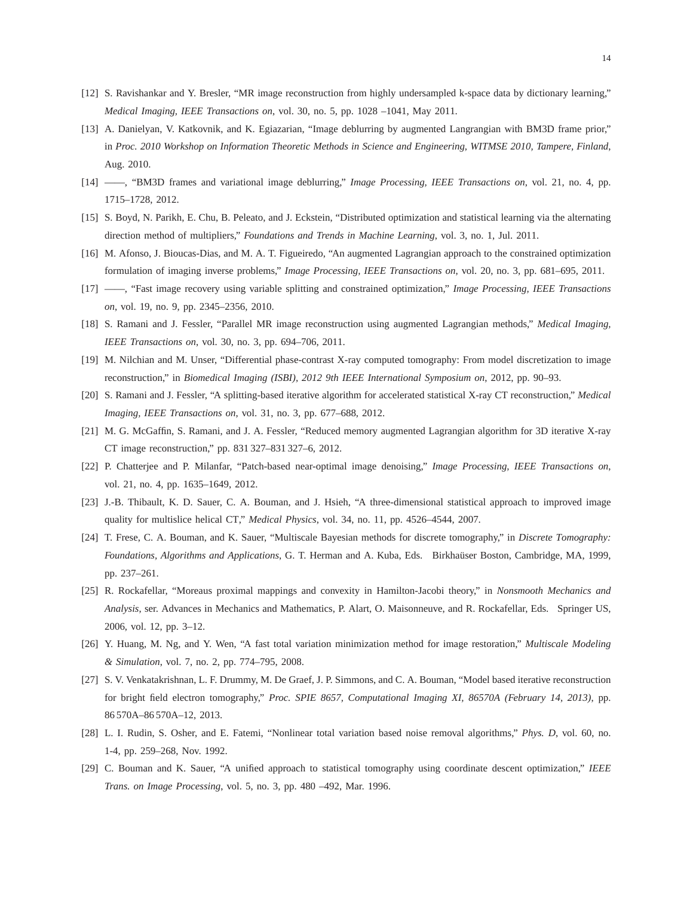[12] S. Ravishankar and Y. Bresler, "MR image reconstruction from highly undersampled k-space data by dictionary learning," *Medical Imaging, IEEE Transactions on*, vol. 30, no. 5, pp. 1028 –1041, May 2011.

[13] A. Danielyan, V. Katkovnik, and K. Egiazarian, "Image deblurring by augmented Langrangian with BM3D frame prior," in *Proc. 2010 Workshop on Information Theoretic Methods in Science and Engineering, WITMSE 2010, Tampere, Finland*, Aug. 2010.

[14] ——, "BM3D frames and variational image deblurring," *Image Processing, IEEE Transactions on*, vol. 21, no. 4, pp. 1715–1728, 2012.

[15] S. Boyd, N. Parikh, E. Chu, B. Peleato, and J. Eckstein, "Distributed optimization and statistical learning via the alternating direction method of multipliers," *Foundations and Trends in Machine Learning*, vol. 3, no. 1, Jul. 2011.

[16] M. Afonso, J. Bioucas-Dias, and M. A. T. Figueiredo, "An augmented Lagrangian approach to the constrained optimization formulation of imaging inverse problems," *Image Processing, IEEE Transactions on*, vol. 20, no. 3, pp. 681–695, 2011.

[17] ——, "Fast image recovery using variable splitting and constrained optimization," *Image Processing, IEEE Transactions on*, vol. 19, no. 9, pp. 2345–2356, 2010.

[18] S. Ramani and J. Fessler, "Parallel MR image reconstruction using augmented Lagrangian methods," *Medical Imaging, IEEE Transactions on*, vol. 30, no. 3, pp. 694–706, 2011.

[19] M. Nilchian and M. Unser, "Differential phase-contrast X-ray computed tomography: From model discretization to image reconstruction," in *Biomedical Imaging (ISBI), 2012 9th IEEE International Symposium on*, 2012, pp. 90–93.

[20] S. Ramani and J. Fessler, "A splitting-based iterative algorithm for accelerated statistical X-ray CT reconstruction," *Medical Imaging, IEEE Transactions on*, vol. 31, no. 3, pp. 677–688, 2012.

[21] M. G. McGaffin, S. Ramani, and J. A. Fessler, "Reduced memory augmented Lagrangian algorithm for 3D iterative X-ray CT image reconstruction," pp. 831 327–831 327–6, 2012.

[22] P. Chatterjee and P. Milanfar, "Patch-based near-optimal image denoising," *Image Processing, IEEE Transactions on*, vol. 21, no. 4, pp. 1635–1649, 2012.

[23] J.-B. Thibault, K. D. Sauer, C. A. Bouman, and J. Hsieh, "A three-dimensional statistical approach to improved image quality for multislice helical CT," *Medical Physics*, vol. 34, no. 11, pp. 4526–4544, 2007.

[24] T. Frese, C. A. Bouman, and K. Sauer, "Multiscale Bayesian methods for discrete tomography," in *Discrete Tomography: Foundations, Algorithms and Applications*, G. T. Herman and A. Kuba, Eds. Birkhaüser Boston, Cambridge, MA, 1999, pp. 237–261.

[25] R. Rockafellar, "Moreaus proximal mappings and convexity in Hamilton-Jacobi theory," in *Nonsmooth Mechanics and Analysis*, ser. Advances in Mechanics and Mathematics, P. Alart, O. Maisonneuve, and R. Rockafellar, Eds. Springer US, 2006, vol. 12, pp. 3–12.

[26] Y. Huang, M. Ng, and Y. Wen, "A fast total variation minimization method for image restoration," *Multiscale Modeling & Simulation*, vol. 7, no. 2, pp. 774–795, 2008.

[27] S. V. Venkatakrishnan, L. F. Drummy, M. De Graef, J. P. Simmons, and C. A. Bouman, "Model based iterative reconstruction for bright field electron tomography," *Proc. SPIE 8657, Computational Imaging XI, 86570A (February 14, 2013)*, pp. 86 570A–86 570A–12, 2013.

[28] L. I. Rudin, S. Osher, and E. Fatemi, "Nonlinear total variation based noise removal algorithms," *Phys. D*, vol. 60, no. 1-4, pp. 259–268, Nov. 1992.

[29] C. Bouman and K. Sauer, "A unified approach to statistical tomography using coordinate descent optimization," *IEEE Trans. on Image Processing*, vol. 5, no. 3, pp. 480 –492, Mar. 1996.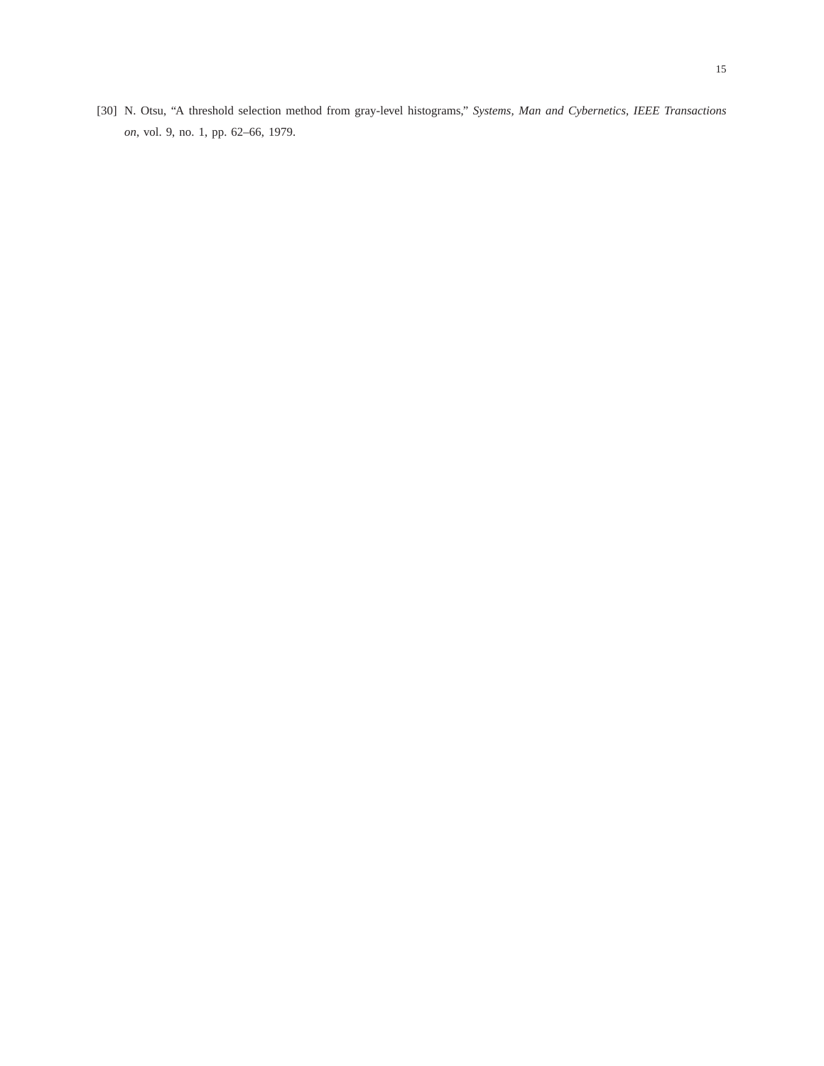[30] N. Otsu, "A threshold selection method from gray-level histograms," *Systems, Man and Cybernetics, IEEE Transactions on*, vol. 9, no. 1, pp. 62–66, 1979.